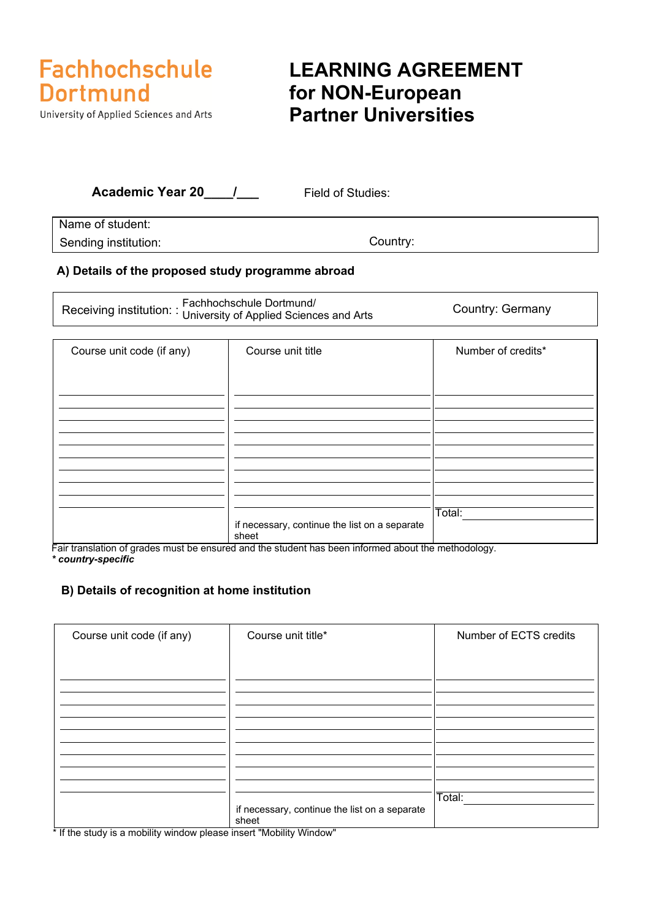Fachhochschule Dortmund

University of Applied Sciences and Arts

# LEARNING AGREEMENT for NON-European Partner Universities

**Academic Year 20____/___** Field of Studies:

| Name of student: | |
|---|---|
| Sending institution: | Country: |

### A) Details of the proposed study programme abroad

| Receiving institution: : Fachhochschule Dortmund/ University of Applied Sciences and Arts | Country: Germany |
|---|---|

| Course unit code (if any) | Course unit title | Number of credits* |
|---|---|---|
| | | |
| | | |
| | | |
| | | |
| | | |
| | | |
| | | |
| | | |
| | | |
| | | |
| | if necessary, continue the list on a separate sheet | Total: |

Fair translation of grades must be ensured and the student has been informed about the methodology.

***** ***country-specific***

### B) Details of recognition at home institution

| Course unit code (if any) | Course unit title* | Number of ECTS credits |
|---|---|---|
| | | |
| | | |
| | | |
| | | |
| | | |
| | | |
| | | |
| | | |
| | | |
| | | |
| | if necessary, continue the list on a separate sheet | Total: |

* If the study is a mobility window please insert "Mobility Window"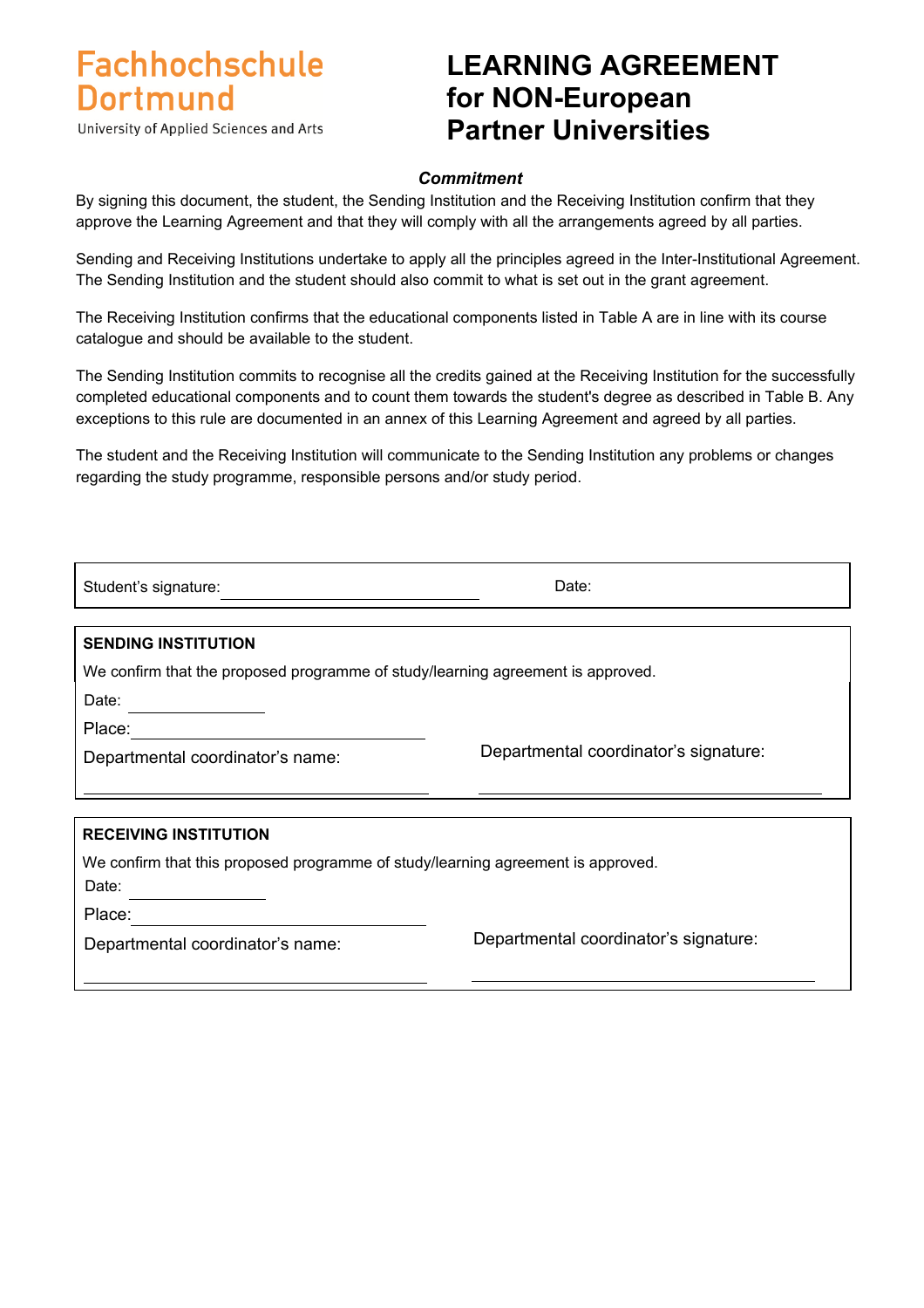Fachhochschule Dortmund

University of Applied Sciences and Arts

# LEARNING AGREEMENT for NON-European Partner Universities

***Commitment***

By signing this document, the student, the Sending Institution and the Receiving Institution confirm that they approve the Learning Agreement and that they will comply with all the arrangements agreed by all parties.

Sending and Receiving Institutions undertake to apply all the principles agreed in the Inter-Institutional Agreement. The Sending Institution and the student should also commit to what is set out in the grant agreement.

The Receiving Institution confirms that the educational components listed in Table A are in line with its course catalogue and should be available to the student.

The Sending Institution commits to recognise all the credits gained at the Receiving Institution for the successfully completed educational components and to count them towards the student's degree as described in Table B. Any exceptions to this rule are documented in an annex of this Learning Agreement and agreed by all parties.

The student and the Receiving Institution will communicate to the Sending Institution any problems or changes regarding the study programme, responsible persons and/or study period.

Student's signature: ______________________________ Date:

**SENDING INSTITUTION**

We confirm that the proposed programme of study/learning agreement is approved.

Date: ______________

Place: ______________________________

Departmental coordinator's name: ______________________________

Departmental coordinator's signature: ______________________________

**RECEIVING INSTITUTION**

We confirm that this proposed programme of study/learning agreement is approved.

Date: ______________

Place: ______________________________

Departmental coordinator's name: ______________________________

Departmental coordinator's signature: ______________________________